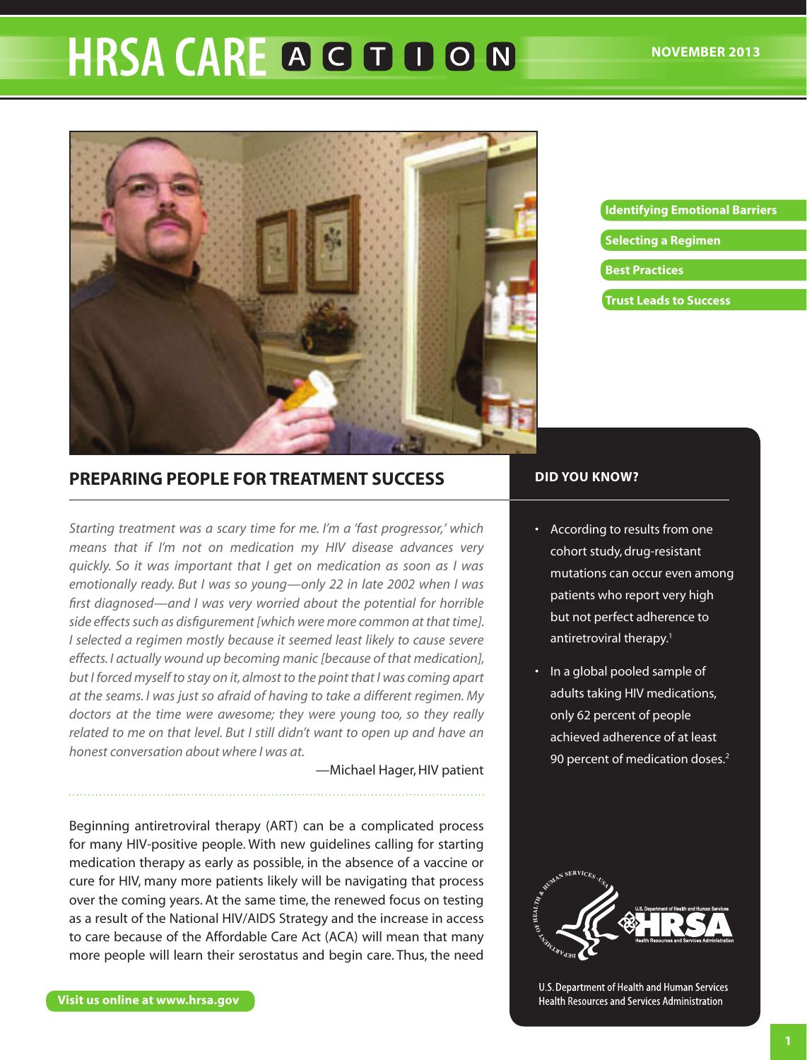# HRSA CARE ACTION

NOVEMBER 2013

- Identifying Emotional Barriers
- Selecting a Regimen
- Best Practices
- Trust Leads to Success

## PREPARING PEOPLE FOR TREATMENT SUCCESS

*Starting treatment was a scary time for me. I'm a 'fast progressor,' which means that if I'm not on medication my HIV disease advances very quickly. So it was important that I get on medication as soon as I was emotionally ready. But I was so young—only 22 in late 2002 when I was first diagnosed—and I was very worried about the potential for horrible side effects such as disfigurement [which were more common at that time]. I selected a regimen mostly because it seemed least likely to cause severe effects. I actually wound up becoming manic [because of that medication], but I forced myself to stay on it, almost to the point that I was coming apart at the seams. I was just so afraid of having to take a different regimen. My doctors at the time were awesome; they were young too, so they really related to me on that level. But I still didn't want to open up and have an honest conversation about where I was at.*

—Michael Hager, HIV patient

Beginning antiretroviral therapy (ART) can be a complicated process for many HIV-positive people. With new guidelines calling for starting medication therapy as early as possible, in the absence of a vaccine or cure for HIV, many more patients likely will be navigating that process over the coming years. At the same time, the renewed focus on testing as a result of the National HIV/AIDS Strategy and the increase in access to care because of the Affordable Care Act (ACA) will mean that many more people will learn their serostatus and begin care. Thus, the need

### DID YOU KNOW?

- According to results from one cohort study, drug-resistant mutations can occur even among patients who report very high but not perfect adherence to antiretroviral therapy.[1]
- In a global pooled sample of adults taking HIV medications, only 62 percent of people achieved adherence of at least 90 percent of medication doses.[2]

U.S. Department of Health and Human Services
Health Resources and Services Administration

Visit us online at www.hrsa.gov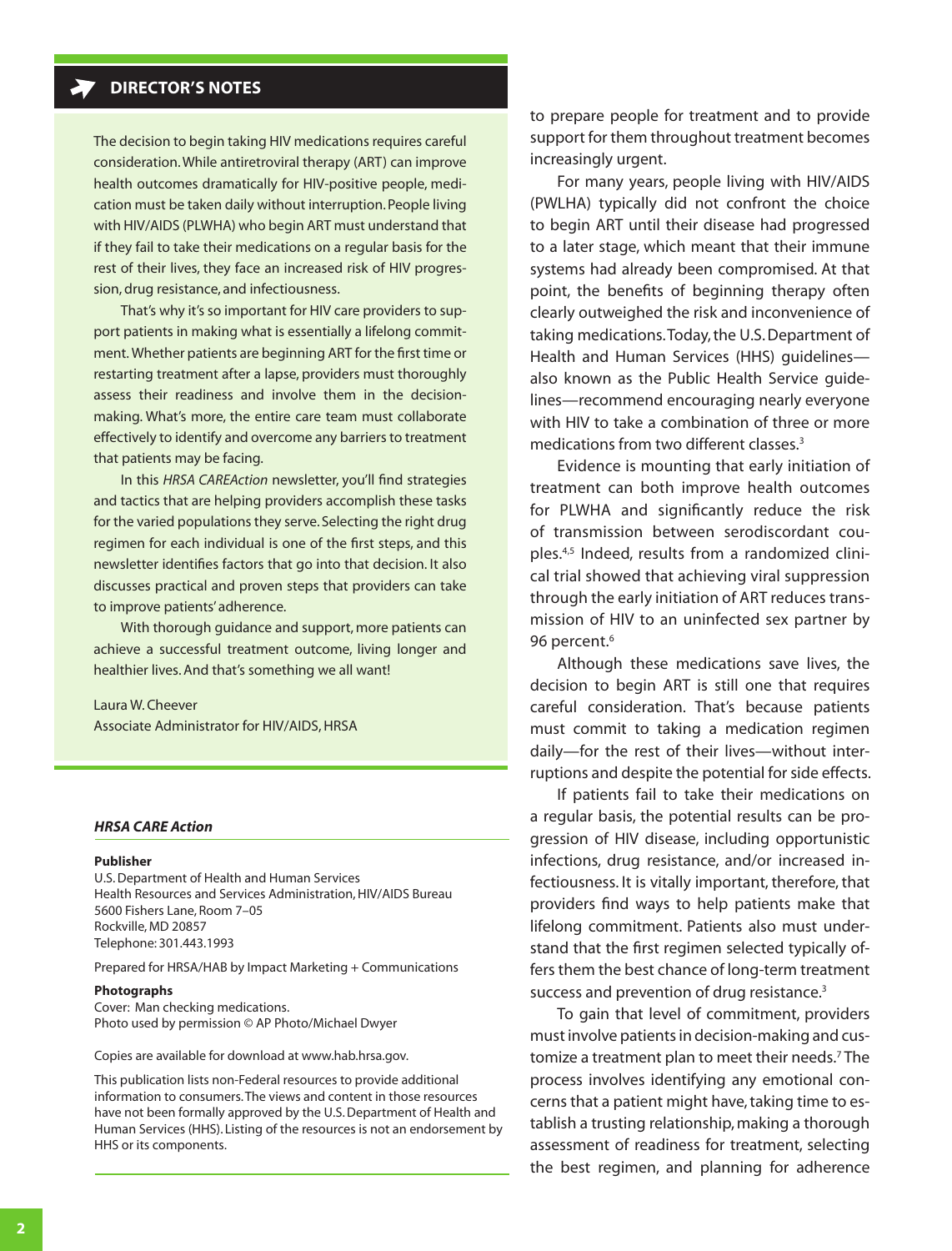## DIRECTOR'S NOTES

The decision to begin taking HIV medications requires careful consideration. While antiretroviral therapy (ART) can improve health outcomes dramatically for HIV-positive people, medication must be taken daily without interruption. People living with HIV/AIDS (PLWHA) who begin ART must understand that if they fail to take their medications on a regular basis for the rest of their lives, they face an increased risk of HIV progression, drug resistance, and infectiousness.

That's why it's so important for HIV care providers to support patients in making what is essentially a lifelong commitment. Whether patients are beginning ART for the first time or restarting treatment after a lapse, providers must thoroughly assess their readiness and involve them in the decision-making. What's more, the entire care team must collaborate effectively to identify and overcome any barriers to treatment that patients may be facing.

In this *HRSA CAREAction* newsletter, you'll find strategies and tactics that are helping providers accomplish these tasks for the varied populations they serve. Selecting the right drug regimen for each individual is one of the first steps, and this newsletter identifies factors that go into that decision. It also discusses practical and proven steps that providers can take to improve patients' adherence.

With thorough guidance and support, more patients can achieve a successful treatment outcome, living longer and healthier lives. And that's something we all want!

Laura W. Cheever
Associate Administrator for HIV/AIDS, HRSA

***HRSA CARE Action***

**Publisher**
U.S. Department of Health and Human Services
Health Resources and Services Administration, HIV/AIDS Bureau
5600 Fishers Lane, Room 7–05
Rockville, MD 20857
Telephone: 301.443.1993

Prepared for HRSA/HAB by Impact Marketing + Communications

**Photographs**
Cover: Man checking medications.
Photo used by permission © AP Photo/Michael Dwyer

Copies are available for download at www.hab.hrsa.gov.

This publication lists non-Federal resources to provide additional information to consumers. The views and content in those resources have not been formally approved by the U.S. Department of Health and Human Services (HHS). Listing of the resources is not an endorsement by HHS or its components.

to prepare people for treatment and to provide support for them throughout treatment becomes increasingly urgent.

For many years, people living with HIV/AIDS (PWLHA) typically did not confront the choice to begin ART until their disease had progressed to a later stage, which meant that their immune systems had already been compromised. At that point, the benefits of beginning therapy often clearly outweighed the risk and inconvenience of taking medications. Today, the U.S. Department of Health and Human Services (HHS) guidelines—also known as the Public Health Service guidelines—recommend encouraging nearly everyone with HIV to take a combination of three or more medications from two different classes.[3]

Evidence is mounting that early initiation of treatment can both improve health outcomes for PLWHA and significantly reduce the risk of transmission between serodiscordant couples.[4,5] Indeed, results from a randomized clinical trial showed that achieving viral suppression through the early initiation of ART reduces transmission of HIV to an uninfected sex partner by 96 percent.[6]

Although these medications save lives, the decision to begin ART is still one that requires careful consideration. That's because patients must commit to taking a medication regimen daily—for the rest of their lives—without interruptions and despite the potential for side effects.

If patients fail to take their medications on a regular basis, the potential results can be progression of HIV disease, including opportunistic infections, drug resistance, and/or increased infectiousness. It is vitally important, therefore, that providers find ways to help patients make that lifelong commitment. Patients also must understand that the first regimen selected typically offers them the best chance of long-term treatment success and prevention of drug resistance.[3]

To gain that level of commitment, providers must involve patients in decision-making and customize a treatment plan to meet their needs.[7] The process involves identifying any emotional concerns that a patient might have, taking time to establish a trusting relationship, making a thorough assessment of readiness for treatment, selecting the best regimen, and planning for adherence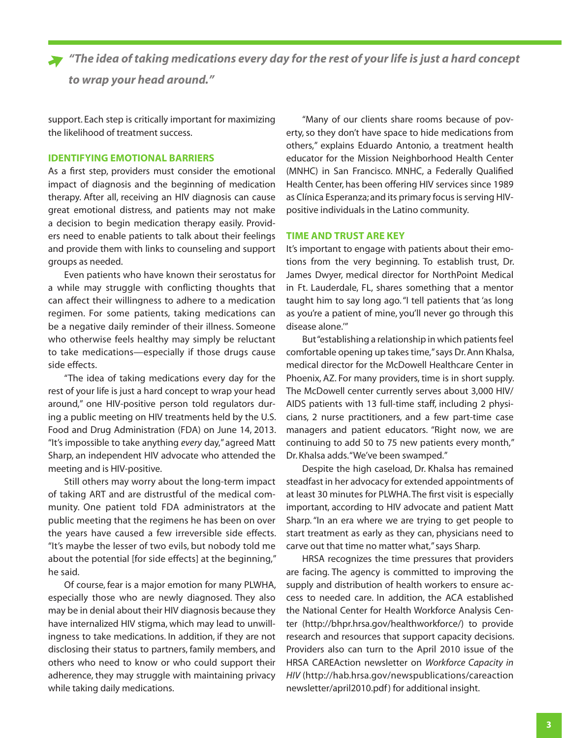*"The idea of taking medications every day for the rest of your life is just a hard concept to wrap your head around."*

support. Each step is critically important for maximizing the likelihood of treatment success.

### IDENTIFYING EMOTIONAL BARRIERS

As a first step, providers must consider the emotional impact of diagnosis and the beginning of medication therapy. After all, receiving an HIV diagnosis can cause great emotional distress, and patients may not make a decision to begin medication therapy easily. Providers need to enable patients to talk about their feelings and provide them with links to counseling and support groups as needed.

Even patients who have known their serostatus for a while may struggle with conflicting thoughts that can affect their willingness to adhere to a medication regimen. For some patients, taking medications can be a negative daily reminder of their illness. Someone who otherwise feels healthy may simply be reluctant to take medications—especially if those drugs cause side effects.

"The idea of taking medications every day for the rest of your life is just a hard concept to wrap your head around," one HIV-positive person told regulators during a public meeting on HIV treatments held by the U.S. Food and Drug Administration (FDA) on June 14, 2013. "It's impossible to take anything *every* day," agreed Matt Sharp, an independent HIV advocate who attended the meeting and is HIV-positive.

Still others may worry about the long-term impact of taking ART and are distrustful of the medical community. One patient told FDA administrators at the public meeting that the regimens he has been on over the years have caused a few irreversible side effects. "It's maybe the lesser of two evils, but nobody told me about the potential [for side effects] at the beginning," he said.

Of course, fear is a major emotion for many PLWHA, especially those who are newly diagnosed. They also may be in denial about their HIV diagnosis because they have internalized HIV stigma, which may lead to unwillingness to take medications. In addition, if they are not disclosing their status to partners, family members, and others who need to know or who could support their adherence, they may struggle with maintaining privacy while taking daily medications.

"Many of our clients share rooms because of poverty, so they don't have space to hide medications from others," explains Eduardo Antonio, a treatment health educator for the Mission Neighborhood Health Center (MNHC) in San Francisco. MNHC, a Federally Qualified Health Center, has been offering HIV services since 1989 as Clínica Esperanza; and its primary focus is serving HIV-positive individuals in the Latino community.

### TIME AND TRUST ARE KEY

It's important to engage with patients about their emotions from the very beginning. To establish trust, Dr. James Dwyer, medical director for NorthPoint Medical in Ft. Lauderdale, FL, shares something that a mentor taught him to say long ago. "I tell patients that 'as long as you're a patient of mine, you'll never go through this disease alone.'"

But "establishing a relationship in which patients feel comfortable opening up takes time," says Dr. Ann Khalsa, medical director for the McDowell Healthcare Center in Phoenix, AZ. For many providers, time is in short supply. The McDowell center currently serves about 3,000 HIV/AIDS patients with 13 full-time staff, including 2 physicians, 2 nurse practitioners, and a few part-time case managers and patient educators. "Right now, we are continuing to add 50 to 75 new patients every month," Dr. Khalsa adds. "We've been swamped."

Despite the high caseload, Dr. Khalsa has remained steadfast in her advocacy for extended appointments of at least 30 minutes for PLWHA. The first visit is especially important, according to HIV advocate and patient Matt Sharp. "In an era where we are trying to get people to start treatment as early as they can, physicians need to carve out that time no matter what," says Sharp.

HRSA recognizes the time pressures that providers are facing. The agency is committed to improving the supply and distribution of health workers to ensure access to needed care. In addition, the ACA established the National Center for Health Workforce Analysis Center (http://bhpr.hrsa.gov/healthworkforce/) to provide research and resources that support capacity decisions. Providers also can turn to the April 2010 issue of the HRSA CAREAction newsletter on *Workforce Capacity in HIV* (http://hab.hrsa.gov/newspublications/careactionnewsletter/april2010.pdf) for additional insight.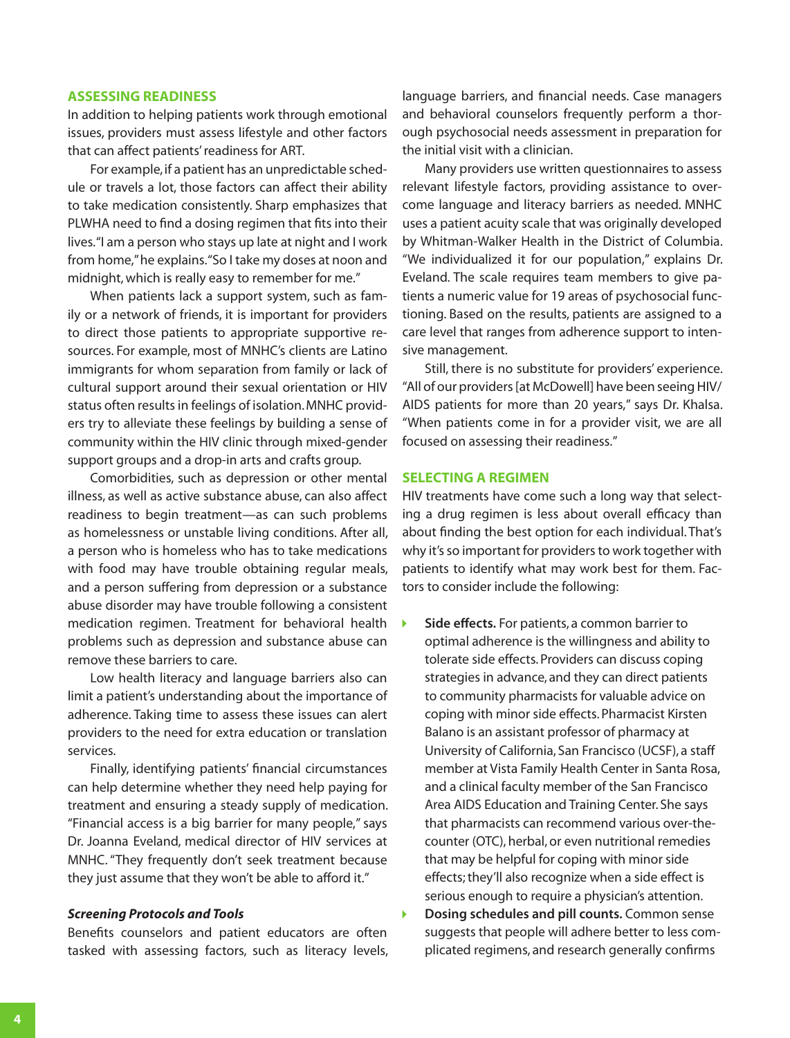## ASSESSING READINESS

In addition to helping patients work through emotional issues, providers must assess lifestyle and other factors that can affect patients' readiness for ART.

For example, if a patient has an unpredictable schedule or travels a lot, those factors can affect their ability to take medication consistently. Sharp emphasizes that PLWHA need to find a dosing regimen that fits into their lives. "I am a person who stays up late at night and I work from home," he explains. "So I take my doses at noon and midnight, which is really easy to remember for me."

When patients lack a support system, such as family or a network of friends, it is important for providers to direct those patients to appropriate supportive resources. For example, most of MNHC's clients are Latino immigrants for whom separation from family or lack of cultural support around their sexual orientation or HIV status often results in feelings of isolation. MNHC providers try to alleviate these feelings by building a sense of community within the HIV clinic through mixed-gender support groups and a drop-in arts and crafts group.

Comorbidities, such as depression or other mental illness, as well as active substance abuse, can also affect readiness to begin treatment—as can such problems as homelessness or unstable living conditions. After all, a person who is homeless who has to take medications with food may have trouble obtaining regular meals, and a person suffering from depression or a substance abuse disorder may have trouble following a consistent medication regimen. Treatment for behavioral health problems such as depression and substance abuse can remove these barriers to care.

Low health literacy and language barriers also can limit a patient's understanding about the importance of adherence. Taking time to assess these issues can alert providers to the need for extra education or translation services.

Finally, identifying patients' financial circumstances can help determine whether they need help paying for treatment and ensuring a steady supply of medication. "Financial access is a big barrier for many people," says Dr. Joanna Eveland, medical director of HIV services at MNHC. "They frequently don't seek treatment because they just assume that they won't be able to afford it."

### *Screening Protocols and Tools*

Benefits counselors and patient educators are often tasked with assessing factors, such as literacy levels, language barriers, and financial needs. Case managers and behavioral counselors frequently perform a thorough psychosocial needs assessment in preparation for the initial visit with a clinician.

Many providers use written questionnaires to assess relevant lifestyle factors, providing assistance to overcome language and literacy barriers as needed. MNHC uses a patient acuity scale that was originally developed by Whitman-Walker Health in the District of Columbia. "We individualized it for our population," explains Dr. Eveland. The scale requires team members to give patients a numeric value for 19 areas of psychosocial functioning. Based on the results, patients are assigned to a care level that ranges from adherence support to intensive management.

Still, there is no substitute for providers' experience. "All of our providers [at McDowell] have been seeing HIV/AIDS patients for more than 20 years," says Dr. Khalsa. "When patients come in for a provider visit, we are all focused on assessing their readiness."

## SELECTING A REGIMEN

HIV treatments have come such a long way that selecting a drug regimen is less about overall efficacy than about finding the best option for each individual. That's why it's so important for providers to work together with patients to identify what may work best for them. Factors to consider include the following:

- **Side effects.** For patients, a common barrier to optimal adherence is the willingness and ability to tolerate side effects. Providers can discuss coping strategies in advance, and they can direct patients to community pharmacists for valuable advice on coping with minor side effects. Pharmacist Kirsten Balano is an assistant professor of pharmacy at University of California, San Francisco (UCSF), a staff member at Vista Family Health Center in Santa Rosa, and a clinical faculty member of the San Francisco Area AIDS Education and Training Center. She says that pharmacists can recommend various over-the-counter (OTC), herbal, or even nutritional remedies that may be helpful for coping with minor side effects; they'll also recognize when a side effect is serious enough to require a physician's attention.
- **Dosing schedules and pill counts.** Common sense suggests that people will adhere better to less complicated regimens, and research generally confirms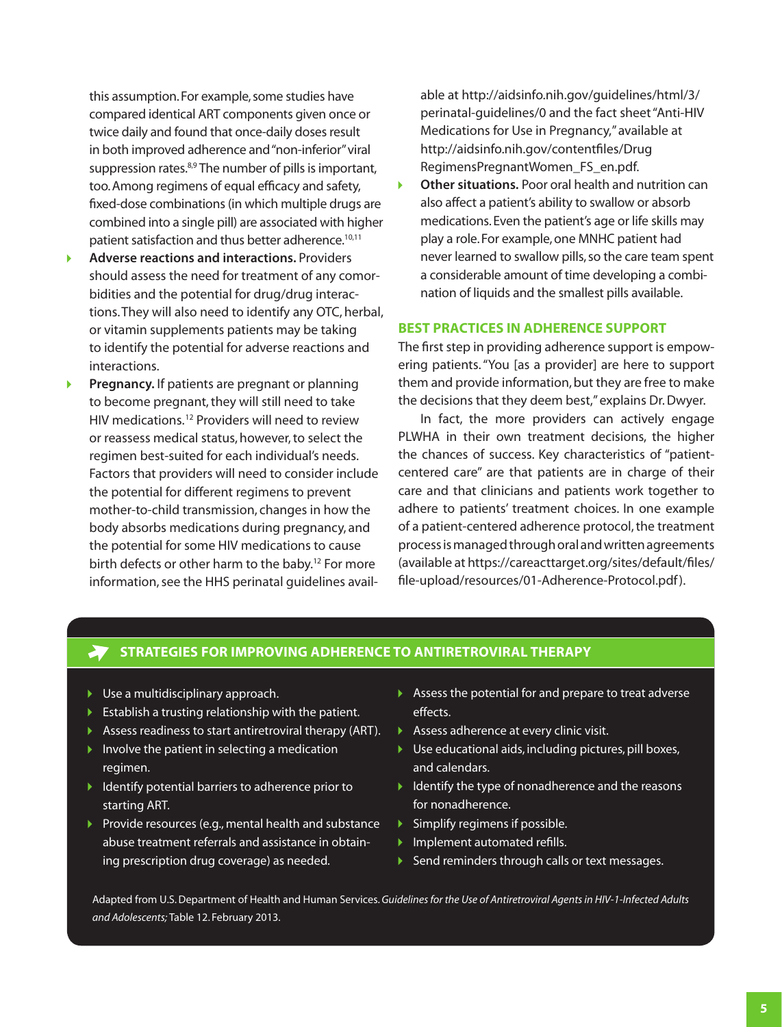this assumption. For example, some studies have compared identical ART components given once or twice daily and found that once-daily doses result in both improved adherence and "non-inferior" viral suppression rates.[8,9] The number of pills is important, too. Among regimens of equal efficacy and safety, fixed-dose combinations (in which multiple drugs are combined into a single pill) are associated with higher patient satisfaction and thus better adherence.[10,11]

- **Adverse reactions and interactions.** Providers should assess the need for treatment of any comorbidities and the potential for drug/drug interactions. They will also need to identify any OTC, herbal, or vitamin supplements patients may be taking to identify the potential for adverse reactions and interactions.
- **Pregnancy.** If patients are pregnant or planning to become pregnant, they will still need to take HIV medications.[12] Providers will need to review or reassess medical status, however, to select the regimen best-suited for each individual's needs. Factors that providers will need to consider include the potential for different regimens to prevent mother-to-child transmission, changes in how the body absorbs medications during pregnancy, and the potential for some HIV medications to cause birth defects or other harm to the baby.[12] For more information, see the HHS perinatal guidelines available at http://aidsinfo.nih.gov/guidelines/html/3/perinatal-guidelines/0 and the fact sheet "Anti-HIV Medications for Use in Pregnancy," available at http://aidsinfo.nih.gov/contentfiles/DrugRegimensPregnantWomen_FS_en.pdf.
- **Other situations.** Poor oral health and nutrition can also affect a patient's ability to swallow or absorb medications. Even the patient's age or life skills may play a role. For example, one MNHC patient had never learned to swallow pills, so the care team spent a considerable amount of time developing a combination of liquids and the smallest pills available.

## BEST PRACTICES IN ADHERENCE SUPPORT

The first step in providing adherence support is empowering patients. "You [as a provider] are here to support them and provide information, but they are free to make the decisions that they deem best," explains Dr. Dwyer.

In fact, the more providers can actively engage PLWHA in their own treatment decisions, the higher the chances of success. Key characteristics of "patient-centered care" are that patients are in charge of their care and that clinicians and patients work together to adhere to patients' treatment choices. In one example of a patient-centered adherence protocol, the treatment process is managed through oral and written agreements (available at https://careacttarget.org/sites/default/files/file-upload/resources/01-Adherence-Protocol.pdf).

### STRATEGIES FOR IMPROVING ADHERENCE TO ANTIRETROVIRAL THERAPY

- Use a multidisciplinary approach.
- Establish a trusting relationship with the patient.
- Assess readiness to start antiretroviral therapy (ART).
- Involve the patient in selecting a medication regimen.
- Identify potential barriers to adherence prior to starting ART.
- Provide resources (e.g., mental health and substance abuse treatment referrals and assistance in obtaining prescription drug coverage) as needed.
- Assess the potential for and prepare to treat adverse effects.
- Assess adherence at every clinic visit.
- Use educational aids, including pictures, pill boxes, and calendars.
- Identify the type of nonadherence and the reasons for nonadherence.
- Simplify regimens if possible.
- Implement automated refills.
- Send reminders through calls or text messages.

Adapted from U.S. Department of Health and Human Services. *Guidelines for the Use of Antiretroviral Agents in HIV-1-Infected Adults and Adolescents;* Table 12. February 2013.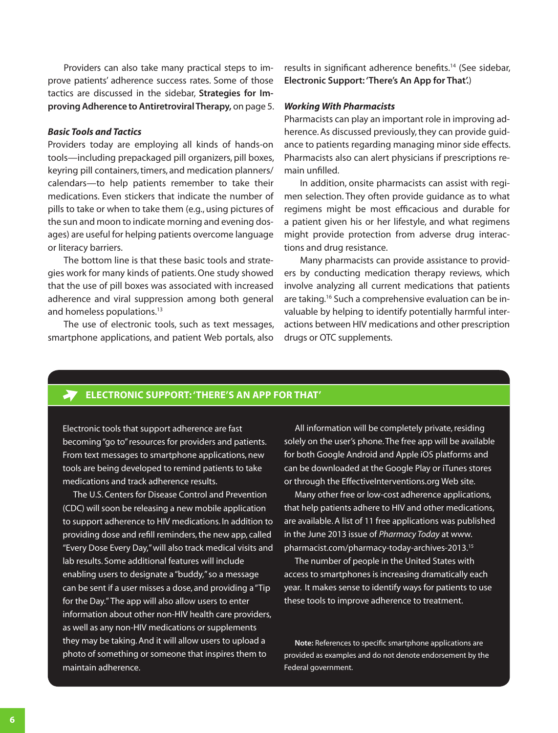Providers can also take many practical steps to improve patients' adherence success rates. Some of those tactics are discussed in the sidebar, **Strategies for Improving Adherence to Antiretroviral Therapy,** on page 5.

### *Basic Tools and Tactics*

Providers today are employing all kinds of hands-on tools—including prepackaged pill organizers, pill boxes, keyring pill containers, timers, and medication planners/calendars—to help patients remember to take their medications. Even stickers that indicate the number of pills to take or when to take them (e.g., using pictures of the sun and moon to indicate morning and evening dosages) are useful for helping patients overcome language or literacy barriers.

The bottom line is that these basic tools and strategies work for many kinds of patients. One study showed that the use of pill boxes was associated with increased adherence and viral suppression among both general and homeless populations.[13]

The use of electronic tools, such as text messages, smartphone applications, and patient Web portals, also results in significant adherence benefits.[14] (See sidebar, **Electronic Support: 'There's An App for That'.**)

### *Working With Pharmacists*

Pharmacists can play an important role in improving adherence. As discussed previously, they can provide guidance to patients regarding managing minor side effects. Pharmacists also can alert physicians if prescriptions remain unfilled.

In addition, onsite pharmacists can assist with regimen selection. They often provide guidance as to what regimens might be most efficacious and durable for a patient given his or her lifestyle, and what regimens might provide protection from adverse drug interactions and drug resistance.

Many pharmacists can provide assistance to providers by conducting medication therapy reviews, which involve analyzing all current medications that patients are taking.[16] Such a comprehensive evaluation can be invaluable by helping to identify potentially harmful interactions between HIV medications and other prescription drugs or OTC supplements.

## ELECTRONIC SUPPORT: 'THERE'S AN APP FOR THAT'

Electronic tools that support adherence are fast becoming "go to" resources for providers and patients. From text messages to smartphone applications, new tools are being developed to remind patients to take medications and track adherence results.

The U.S. Centers for Disease Control and Prevention (CDC) will soon be releasing a new mobile application to support adherence to HIV medications. In addition to providing dose and refill reminders, the new app, called "Every Dose Every Day," will also track medical visits and lab results. Some additional features will include enabling users to designate a "buddy," so a message can be sent if a user misses a dose, and providing a "Tip for the Day." The app will also allow users to enter information about other non-HIV health care providers, as well as any non-HIV medications or supplements they may be taking. And it will allow users to upload a photo of something or someone that inspires them to maintain adherence.

All information will be completely private, residing solely on the user's phone. The free app will be available for both Google Android and Apple iOS platforms and can be downloaded at the Google Play or iTunes stores or through the EffectiveInterventions.org Web site.

Many other free or low-cost adherence applications, that help patients adhere to HIV and other medications, are available. A list of 11 free applications was published in the June 2013 issue of *Pharmacy Today* at www.pharmacist.com/pharmacy-today-archives-2013.[15]

The number of people in the United States with access to smartphones is increasing dramatically each year. It makes sense to identify ways for patients to use these tools to improve adherence to treatment.

**Note:** References to specific smartphone applications are provided as examples and do not denote endorsement by the Federal government.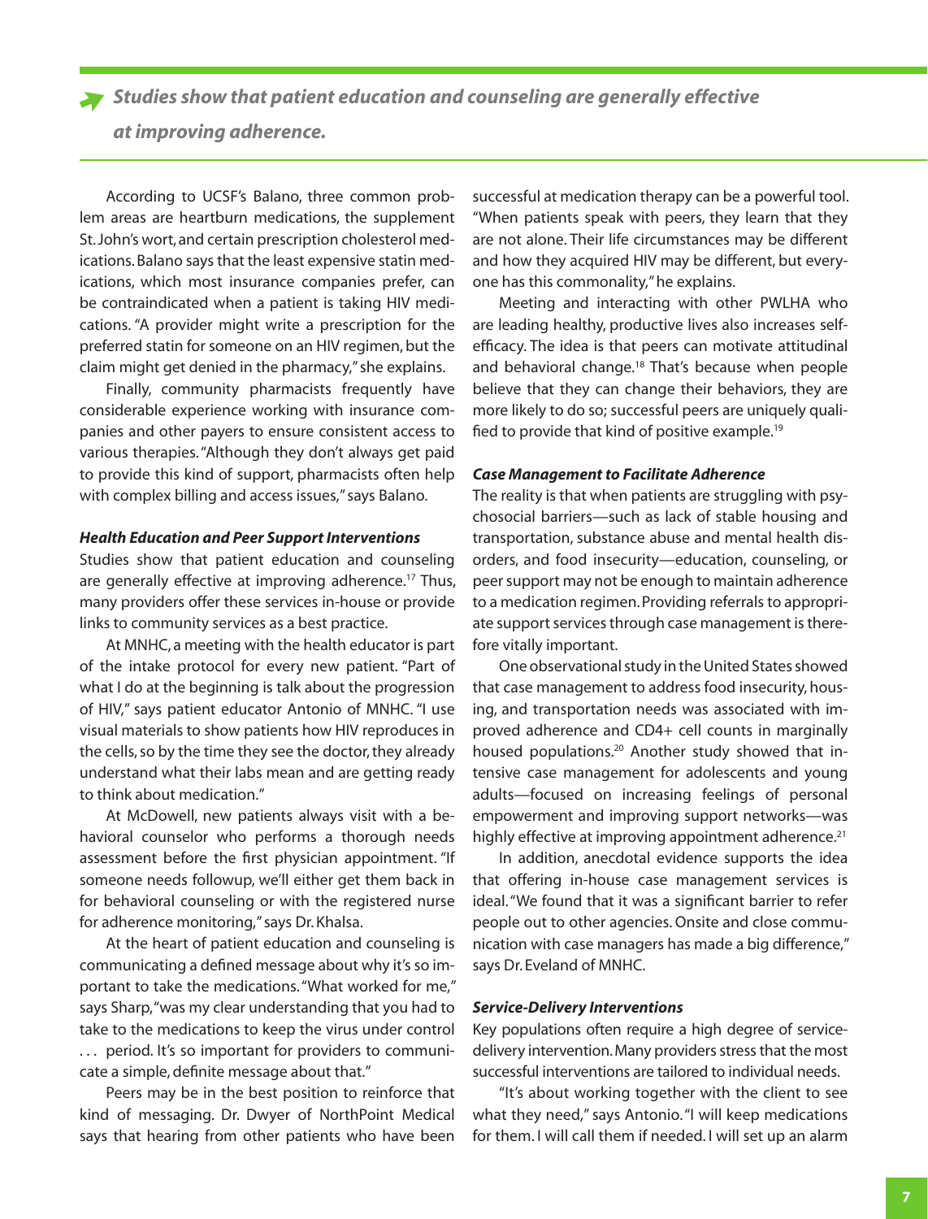> ***Studies show that patient education and counseling are generally effective at improving adherence.***

According to UCSF's Balano, three common problem areas are heartburn medications, the supplement St. John's wort, and certain prescription cholesterol medications. Balano says that the least expensive statin medications, which most insurance companies prefer, can be contraindicated when a patient is taking HIV medications. "A provider might write a prescription for the preferred statin for someone on an HIV regimen, but the claim might get denied in the pharmacy," she explains.

Finally, community pharmacists frequently have considerable experience working with insurance companies and other payers to ensure consistent access to various therapies. "Although they don't always get paid to provide this kind of support, pharmacists often help with complex billing and access issues," says Balano.

### *Health Education and Peer Support Interventions*

Studies show that patient education and counseling are generally effective at improving adherence.[17] Thus, many providers offer these services in-house or provide links to community services as a best practice.

At MNHC, a meeting with the health educator is part of the intake protocol for every new patient. "Part of what I do at the beginning is talk about the progression of HIV," says patient educator Antonio of MNHC. "I use visual materials to show patients how HIV reproduces in the cells, so by the time they see the doctor, they already understand what their labs mean and are getting ready to think about medication."

At McDowell, new patients always visit with a behavioral counselor who performs a thorough needs assessment before the first physician appointment. "If someone needs followup, we'll either get them back in for behavioral counseling or with the registered nurse for adherence monitoring," says Dr. Khalsa.

At the heart of patient education and counseling is communicating a defined message about why it's so important to take the medications. "What worked for me," says Sharp, "was my clear understanding that you had to take to the medications to keep the virus under control . . . period. It's so important for providers to communicate a simple, definite message about that."

Peers may be in the best position to reinforce that kind of messaging. Dr. Dwyer of NorthPoint Medical says that hearing from other patients who have been successful at medication therapy can be a powerful tool. "When patients speak with peers, they learn that they are not alone. Their life circumstances may be different and how they acquired HIV may be different, but everyone has this commonality," he explains.

Meeting and interacting with other PWLHA who are leading healthy, productive lives also increases self-efficacy. The idea is that peers can motivate attitudinal and behavioral change.[18] That's because when people believe that they can change their behaviors, they are more likely to do so; successful peers are uniquely qualified to provide that kind of positive example.[19]

### *Case Management to Facilitate Adherence*

The reality is that when patients are struggling with psychosocial barriers—such as lack of stable housing and transportation, substance abuse and mental health disorders, and food insecurity—education, counseling, or peer support may not be enough to maintain adherence to a medication regimen. Providing referrals to appropriate support services through case management is therefore vitally important.

One observational study in the United States showed that case management to address food insecurity, housing, and transportation needs was associated with improved adherence and CD4+ cell counts in marginally housed populations.[20] Another study showed that intensive case management for adolescents and young adults—focused on increasing feelings of personal empowerment and improving support networks—was highly effective at improving appointment adherence.[21]

In addition, anecdotal evidence supports the idea that offering in-house case management services is ideal. "We found that it was a significant barrier to refer people out to other agencies. Onsite and close communication with case managers has made a big difference," says Dr. Eveland of MNHC.

### *Service-Delivery Interventions*

Key populations often require a high degree of service-delivery intervention. Many providers stress that the most successful interventions are tailored to individual needs.

"It's about working together with the client to see what they need," says Antonio. "I will keep medications for them. I will call them if needed. I will set up an alarm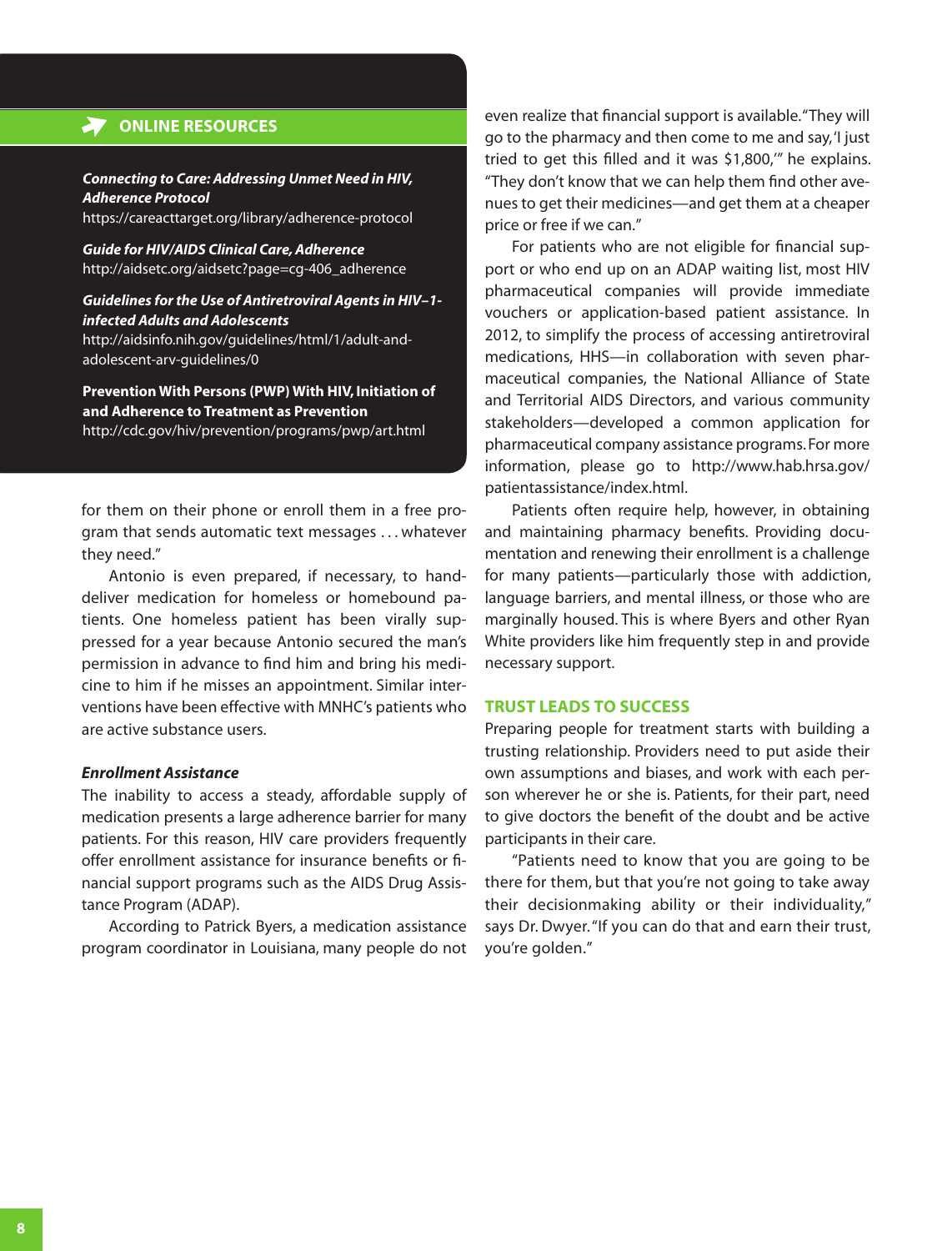## ONLINE RESOURCES

***Connecting to Care: Addressing Unmet Need in HIV, Adherence Protocol***
https://careacttarget.org/library/adherence-protocol

***Guide for HIV/AIDS Clinical Care, Adherence***
http://aidsetc.org/aidsetc?page=cg-406_adherence

***Guidelines for the Use of Antiretroviral Agents in HIV–1-infected Adults and Adolescents***
http://aidsinfo.nih.gov/guidelines/html/1/adult-and-adolescent-arv-guidelines/0

**Prevention With Persons (PWP) With HIV, Initiation of and Adherence to Treatment as Prevention**
http://cdc.gov/hiv/prevention/programs/pwp/art.html

for them on their phone or enroll them in a free program that sends automatic text messages . . . whatever they need."

Antonio is even prepared, if necessary, to hand-deliver medication for homeless or homebound patients. One homeless patient has been virally suppressed for a year because Antonio secured the man's permission in advance to find him and bring his medicine to him if he misses an appointment. Similar interventions have been effective with MNHC's patients who are active substance users.

### *Enrollment Assistance*

The inability to access a steady, affordable supply of medication presents a large adherence barrier for many patients. For this reason, HIV care providers frequently offer enrollment assistance for insurance benefits or financial support programs such as the AIDS Drug Assistance Program (ADAP).

According to Patrick Byers, a medication assistance program coordinator in Louisiana, many people do not even realize that financial support is available. "They will go to the pharmacy and then come to me and say, 'I just tried to get this filled and it was $1,800,'" he explains. "They don't know that we can help them find other avenues to get their medicines—and get them at a cheaper price or free if we can."

For patients who are not eligible for financial support or who end up on an ADAP waiting list, most HIV pharmaceutical companies will provide immediate vouchers or application-based patient assistance. In 2012, to simplify the process of accessing antiretroviral medications, HHS—in collaboration with seven pharmaceutical companies, the National Alliance of State and Territorial AIDS Directors, and various community stakeholders—developed a common application for pharmaceutical company assistance programs. For more information, please go to http://www.hab.hrsa.gov/patientassistance/index.html.

Patients often require help, however, in obtaining and maintaining pharmacy benefits. Providing documentation and renewing their enrollment is a challenge for many patients—particularly those with addiction, language barriers, and mental illness, or those who are marginally housed. This is where Byers and other Ryan White providers like him frequently step in and provide necessary support.

## TRUST LEADS TO SUCCESS

Preparing people for treatment starts with building a trusting relationship. Providers need to put aside their own assumptions and biases, and work with each person wherever he or she is. Patients, for their part, need to give doctors the benefit of the doubt and be active participants in their care.

"Patients need to know that you are going to be there for them, but that you're not going to take away their decisionmaking ability or their individuality," says Dr. Dwyer. "If you can do that and earn their trust, you're golden."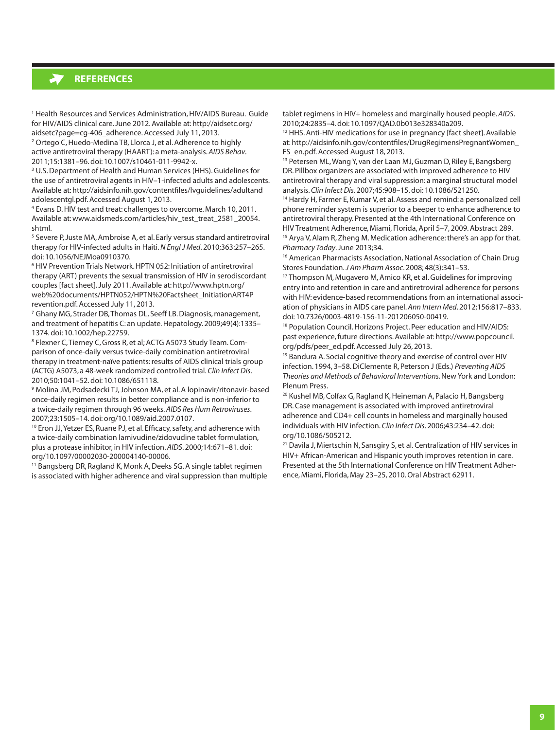## REFERENCES

[1] Health Resources and Services Administration, HIV/AIDS Bureau. Guide for HIV/AIDS clinical care. June 2012. Available at: http://aidsetc.org/aidsetc?page=cg-406_adherence. Accessed July 11, 2013.

[2] Ortego C, Huedo-Medina TB, Llorca J, et al. Adherence to highly active antiretroviral therapy (HAART): a meta-analysis. *AIDS Behav*. 2011;15:1381–96. doi: 10.1007/s10461-011-9942-x.

[3] U.S. Department of Health and Human Services (HHS). Guidelines for the use of antiretroviral agents in HIV–1-infected adults and adolescents. Available at: http://aidsinfo.nih.gov/contentfiles/lvguidelines/adultandadolescentgl.pdf. Accessed August 1, 2013.

[4] Evans D. HIV test and treat: challenges to overcome. March 10, 2011. Available at: www.aidsmeds.com/articles/hiv_test_treat_2581_20054.shtml.

[5] Severe P, Juste MA, Ambroise A, et al. Early versus standard antiretroviral therapy for HIV-infected adults in Haiti. *N Engl J Med*. 2010;363:257–265. doi: 10.1056/NEJMoa0910370.

[6] HIV Prevention Trials Network. HPTN 052: Initiation of antiretroviral therapy (ART) prevents the sexual transmission of HIV in serodiscordant couples [fact sheet]. July 2011. Available at: http://www.hptn.org/web%20documents/HPTN052/HPTN%20Factsheet_InitiationART4Prevention.pdf. Accessed July 11, 2013.

[7] Ghany MG, Strader DB, Thomas DL, Seeff LB. Diagnosis, management, and treatment of hepatitis C: an update. Hepatology. 2009;49(4):1335–1374. doi: 10.1002/hep.22759.

[8] Flexner C, Tierney C, Gross R, et al; ACTG A5073 Study Team. Comparison of once-daily versus twice-daily combination antiretroviral therapy in treatment-naïve patients: results of AIDS clinical trials group (ACTG) A5073, a 48-week randomized controlled trial. *Clin Infect Dis*. 2010;50:1041–52. doi: 10.1086/651118.

[9] Molina JM, Podsadecki TJ, Johnson MA, et al. A lopinavir/ritonavir-based once-daily regimen results in better compliance and is non-inferior to a twice-daily regimen through 96 weeks. *AIDS Res Hum Retroviruses*. 2007;23:1505–14. doi: org/10.1089/aid.2007.0107.

[10] Eron JJ, Yetzer ES, Ruane PJ, et al. Efficacy, safety, and adherence with a twice-daily combination lamivudine/zidovudine tablet formulation, plus a protease inhibitor, in HIV infection. *AIDS*. 2000;14:671–81. doi: org/10.1097/00002030-200004140-00006.

[11] Bangsberg DR, Ragland K, Monk A, Deeks SG. A single tablet regimen is associated with higher adherence and viral suppression than multiple tablet regimens in HIV+ homeless and marginally housed people. *AIDS*. 2010;24:2835–4. doi: 10.1097/QAD.0b013e328340a209.

[12] HHS. Anti-HIV medications for use in pregnancy [fact sheet]. Available at: http://aidsinfo.nih.gov/contentfiles/DrugRegimensPregnantWomen_FS_en.pdf. Accessed August 18, 2013.

[13] Petersen ML, Wang Y, van der Laan MJ, Guzman D, Riley E, Bangsberg DR. Pillbox organizers are associated with improved adherence to HIV antiretroviral therapy and viral suppression: a marginal structural model analysis. *Clin Infect Dis*. 2007;45:908–15. doi: 10.1086/521250.

[14] Hardy H, Farmer E, Kumar V, et al. Assess and remind: a personalized cell phone reminder system is superior to a beeper to enhance adherence to antiretroviral therapy. Presented at the 4th International Conference on HIV Treatment Adherence, Miami, Florida, April 5–7, 2009. Abstract 289.

[15] Arya V, Alam R, Zheng M. Medication adherence: there's an app for that. *Pharmacy Today*. June 2013;34.

[16] American Pharmacists Association, National Association of Chain Drug Stores Foundation. *J Am Pharm Assoc*. 2008; 48(3):341–53.

[17] Thompson M, Mugavero M, Amico KR, et al. Guidelines for improving entry into and retention in care and antiretroviral adherence for persons with HIV: evidence-based recommendations from an international association of physicians in AIDS care panel. *Ann Intern Med*. 2012;156:817–833. doi: 10.7326/0003-4819-156-11-201206050-00419.

[18] Population Council. Horizons Project. Peer education and HIV/AIDS: past experience, future directions. Available at: http://www.popcouncil.org/pdfs/peer_ed.pdf. Accessed July 26, 2013.

[19] Bandura A. Social cognitive theory and exercise of control over HIV infection. 1994, 3–58. DiClemente R, Peterson J (Eds.) *Preventing AIDS Theories and Methods of Behavioral Interventions.* New York and London: Plenum Press.

[20] Kushel MB, Colfax G, Ragland K, Heineman A, Palacio H, Bangsberg DR. Case management is associated with improved antiretroviral adherence and CD4+ cell counts in homeless and marginally housed individuals with HIV infection. *Clin Infect Dis*. 2006;43:234–42. doi: org/10.1086/505212.

[21] Davila J, Miertschin N, Sansgiry S, et al. Centralization of HIV services in HIV+ African-American and Hispanic youth improves retention in care. Presented at the 5th International Conference on HIV Treatment Adherence, Miami, Florida, May 23–25, 2010. Oral Abstract 62911.